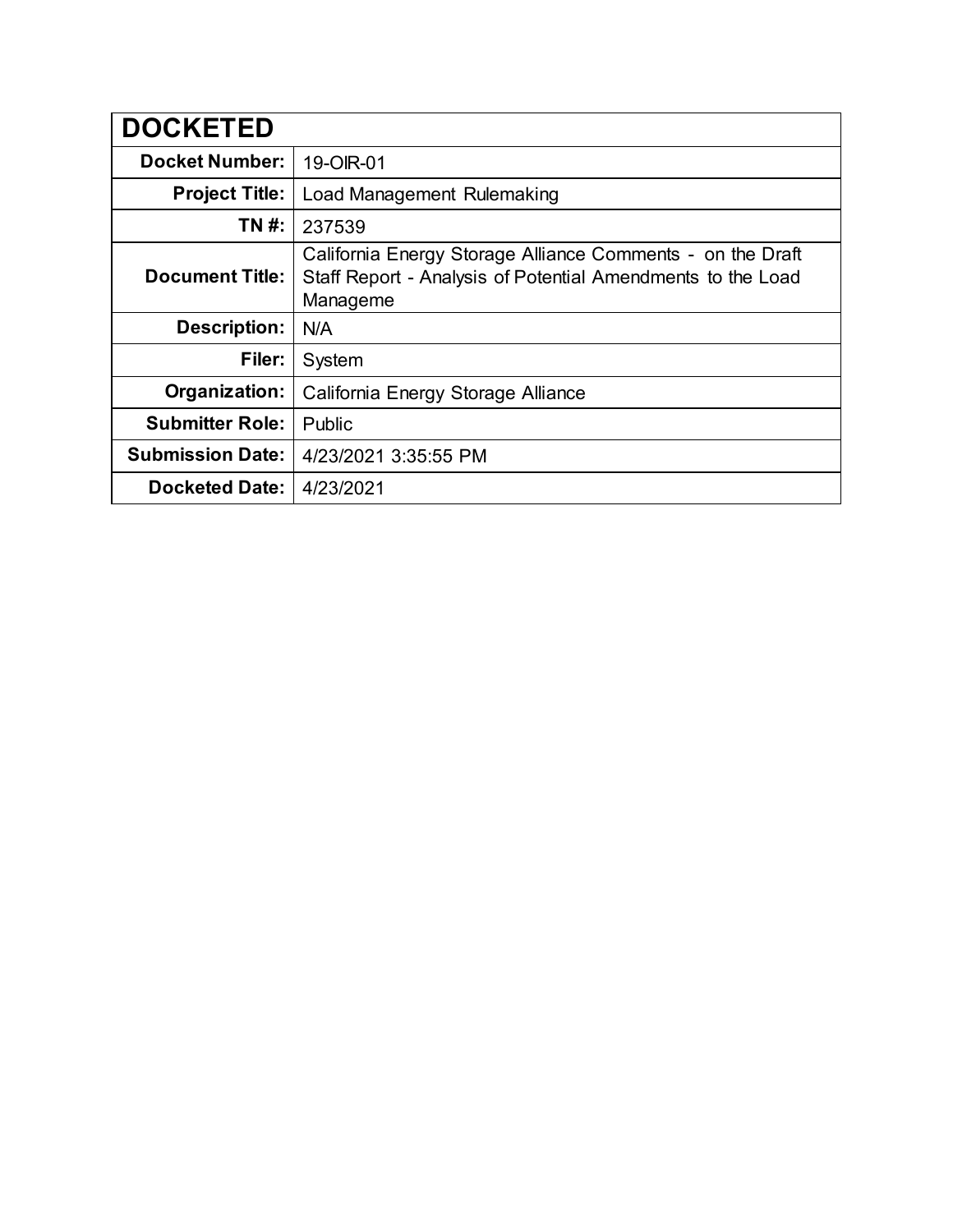| DOCKETED | |
|---|---|
| **Docket Number:** | 19-OIR-01 |
| **Project Title:** | Load Management Rulemaking |
| **TN #:** | 237539 |
| **Document Title:** | California Energy Storage Alliance Comments - on the Draft Staff Report - Analysis of Potential Amendments to the Load Manageme |
| **Description:** | N/A |
| **Filer:** | System |
| **Organization:** | California Energy Storage Alliance |
| **Submitter Role:** | Public |
| **Submission Date:** | 4/23/2021 3:35:55 PM |
| **Docketed Date:** | 4/23/2021 |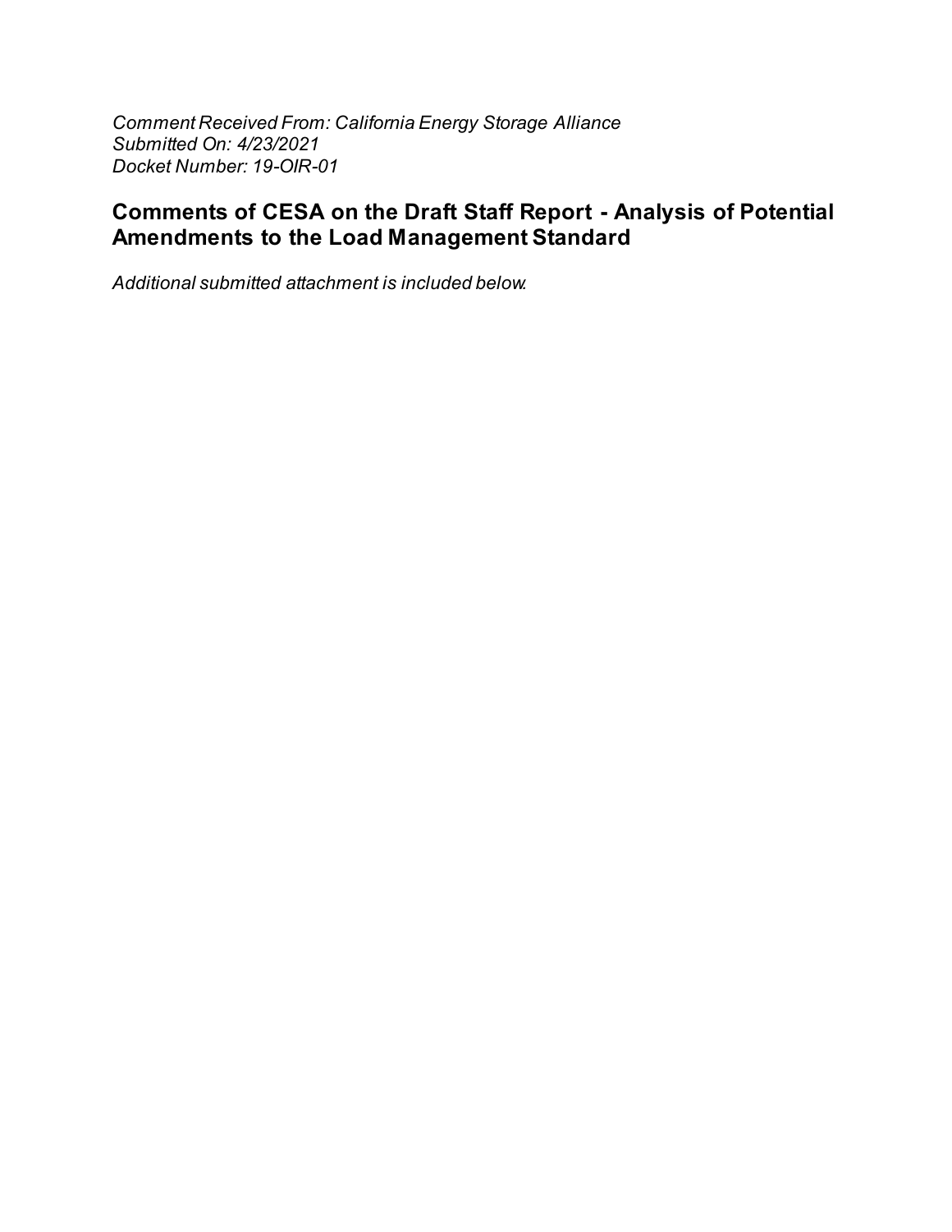*Comment Received From: California Energy Storage Alliance*
*Submitted On: 4/23/2021*
*Docket Number: 19-OIR-01*

## Comments of CESA on the Draft Staff Report - Analysis of Potential Amendments to the Load Management Standard

*Additional submitted attachment is included below.*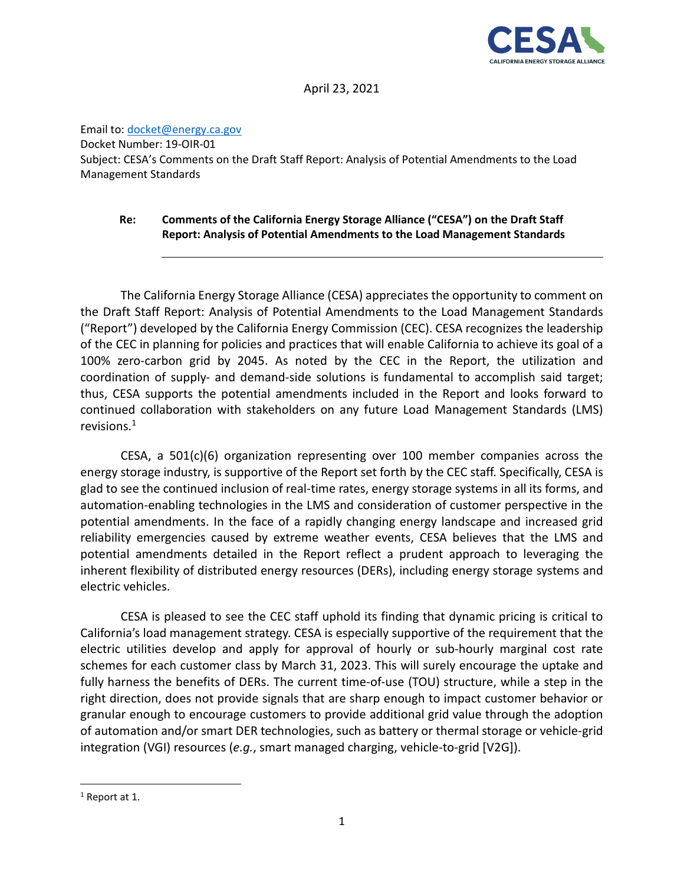April 23, 2021

Email to: docket@energy.ca.gov
Docket Number: 19-OIR-01
Subject: CESA's Comments on the Draft Staff Report: Analysis of Potential Amendments to the Load Management Standards

**Re: Comments of the California Energy Storage Alliance ("CESA") on the Draft Staff Report: Analysis of Potential Amendments to the Load Management Standards**

---

The California Energy Storage Alliance (CESA) appreciates the opportunity to comment on the Draft Staff Report: Analysis of Potential Amendments to the Load Management Standards ("Report") developed by the California Energy Commission (CEC). CESA recognizes the leadership of the CEC in planning for policies and practices that will enable California to achieve its goal of a 100% zero-carbon grid by 2045. As noted by the CEC in the Report, the utilization and coordination of supply- and demand-side solutions is fundamental to accomplish said target; thus, CESA supports the potential amendments included in the Report and looks forward to continued collaboration with stakeholders on any future Load Management Standards (LMS) revisions.[1]

CESA, a 501(c)(6) organization representing over 100 member companies across the energy storage industry, is supportive of the Report set forth by the CEC staff. Specifically, CESA is glad to see the continued inclusion of real-time rates, energy storage systems in all its forms, and automation-enabling technologies in the LMS and consideration of customer perspective in the potential amendments. In the face of a rapidly changing energy landscape and increased grid reliability emergencies caused by extreme weather events, CESA believes that the LMS and potential amendments detailed in the Report reflect a prudent approach to leveraging the inherent flexibility of distributed energy resources (DERs), including energy storage systems and electric vehicles.

CESA is pleased to see the CEC staff uphold its finding that dynamic pricing is critical to California's load management strategy. CESA is especially supportive of the requirement that the electric utilities develop and apply for approval of hourly or sub-hourly marginal cost rate schemes for each customer class by March 31, 2023. This will surely encourage the uptake and fully harness the benefits of DERs. The current time-of-use (TOU) structure, while a step in the right direction, does not provide signals that are sharp enough to impact customer behavior or granular enough to encourage customers to provide additional grid value through the adoption of automation and/or smart DER technologies, such as battery or thermal storage or vehicle-grid integration (VGI) resources (*e.g.*, smart managed charging, vehicle-to-grid [V2G]).

---

[1] Report at 1.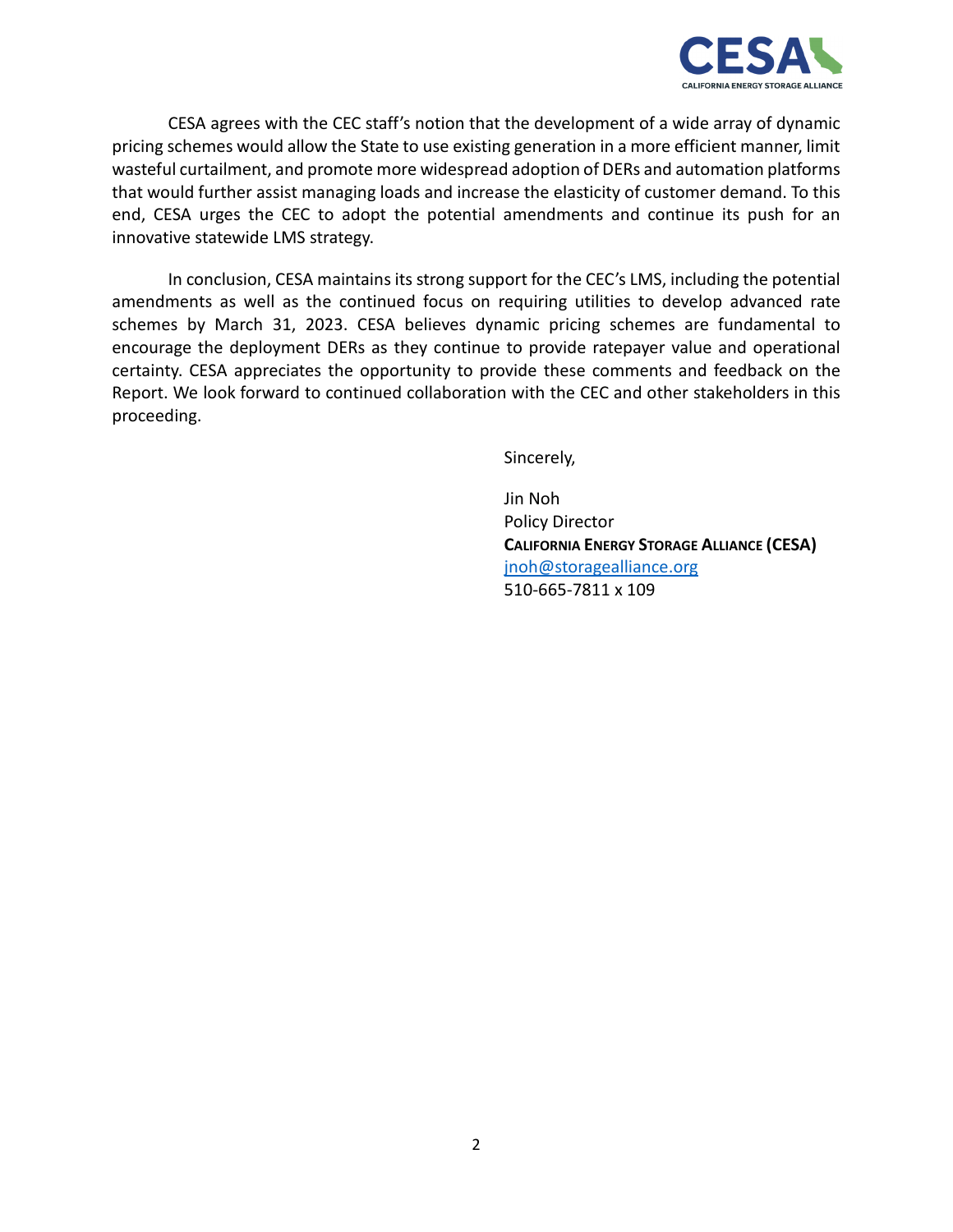CESA agrees with the CEC staff's notion that the development of a wide array of dynamic pricing schemes would allow the State to use existing generation in a more efficient manner, limit wasteful curtailment, and promote more widespread adoption of DERs and automation platforms that would further assist managing loads and increase the elasticity of customer demand. To this end, CESA urges the CEC to adopt the potential amendments and continue its push for an innovative statewide LMS strategy.

In conclusion, CESA maintains its strong support for the CEC's LMS, including the potential amendments as well as the continued focus on requiring utilities to develop advanced rate schemes by March 31, 2023. CESA believes dynamic pricing schemes are fundamental to encourage the deployment DERs as they continue to provide ratepayer value and operational certainty. CESA appreciates the opportunity to provide these comments and feedback on the Report. We look forward to continued collaboration with the CEC and other stakeholders in this proceeding.

Sincerely,

Jin Noh
Policy Director
**CALIFORNIA ENERGY STORAGE ALLIANCE (CESA)**
jnoh@storagealliance.org
510-665-7811 x 109